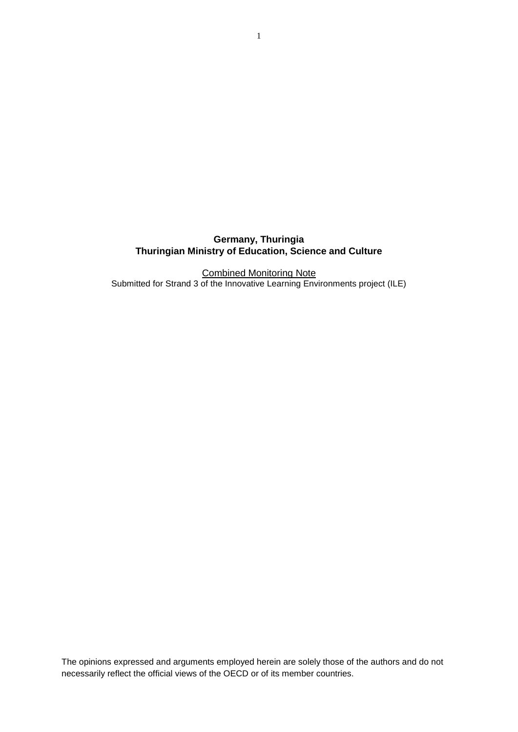**Germany, Thuringia**
**Thuringian Ministry of Education, Science and Culture**

Combined Monitoring Note
Submitted for Strand 3 of the Innovative Learning Environments project (ILE)

The opinions expressed and arguments employed herein are solely those of the authors and do not necessarily reflect the official views of the OECD or of its member countries.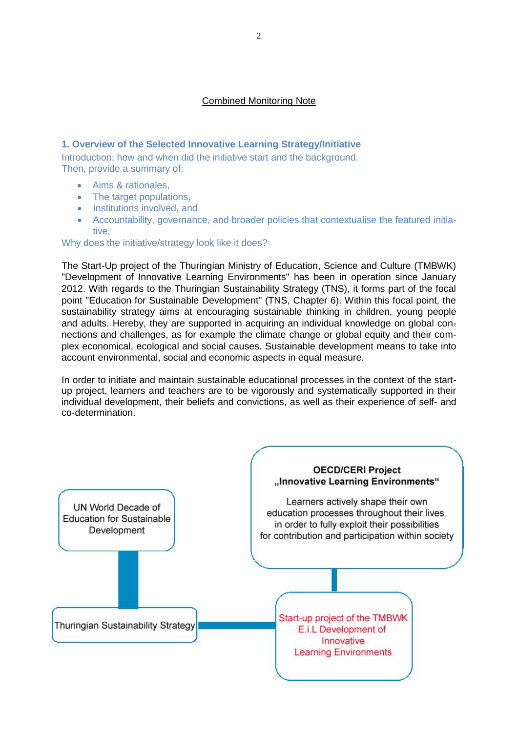Combined Monitoring Note

## 1. Overview of the Selected Innovative Learning Strategy/Initiative

Introduction: how and when did the initiative start and the background.
Then, provide a summary of:

- Aims & rationales,
- The target populations,
- Institutions involved, and
- Accountability, governance, and broader policies that contextualise the featured initiative.

Why does the initiative/strategy look like it does?

The Start-Up project of the Thuringian Ministry of Education, Science and Culture (TMBWK) "Development of Innovative Learning Environments" has been in operation since January 2012. With regards to the Thuringian Sustainability Strategy (TNS), it forms part of the focal point "Education for Sustainable Development" (TNS, Chapter 6). Within this focal point, the sustainability strategy aims at encouraging sustainable thinking in children, young people and adults. Hereby, they are supported in acquiring an individual knowledge on global connections and challenges, as for example the climate change or global equity and their complex economical, ecological and social causes. Sustainable development means to take into account environmental, social and economic aspects in equal measure.

In order to initiate and maintain sustainable educational processes in the context of the start-up project, learners and teachers are to be vigorously and systematically supported in their individual development, their beliefs and convictions, as well as their experience of self- and co-determination.

UN World Decade of Education for Sustainable Development

**OECD/CERI Project „Innovative Learning Environments“**

Learners actively shape their own education processes throughout their lives in order to fully exploit their possibilities for contribution and participation within society

Thuringian Sustainability Strategy

Start-up project of the TMBWK E.i.L Development of Innovative Learning Environments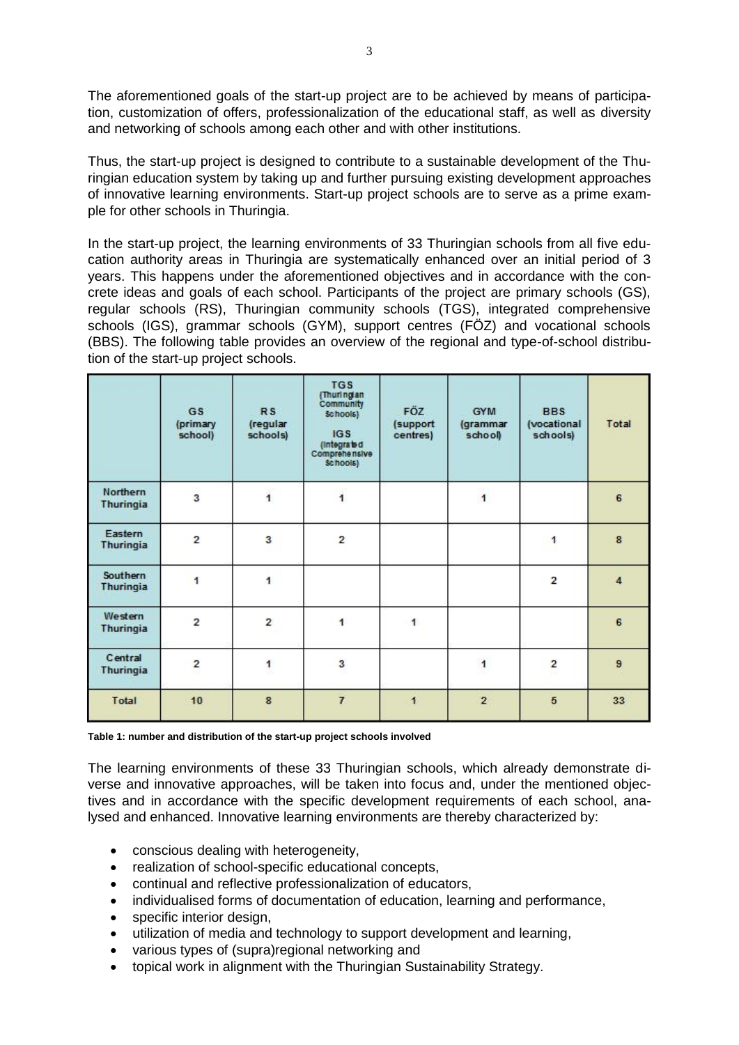The aforementioned goals of the start-up project are to be achieved by means of participation, customization of offers, professionalization of the educational staff, as well as diversity and networking of schools among each other and with other institutions.

Thus, the start-up project is designed to contribute to a sustainable development of the Thuringian education system by taking up and further pursuing existing development approaches of innovative learning environments. Start-up project schools are to serve as a prime example for other schools in Thuringia.

In the start-up project, the learning environments of 33 Thuringian schools from all five education authority areas in Thuringia are systematically enhanced over an initial period of 3 years. This happens under the aforementioned objectives and in accordance with the concrete ideas and goals of each school. Participants of the project are primary schools (GS), regular schools (RS), Thuringian community schools (TGS), integrated comprehensive schools (IGS), grammar schools (GYM), support centres (FÖZ) and vocational schools (BBS). The following table provides an overview of the regional and type-of-school distribution of the start-up project schools.

| | GS (primary school) | RS (regular schools) | TGS (Thuringian Community Schools) IGS (Integrated Comprehensive Schools) | FÖZ (support centres) | GYM (grammar school) | BBS (vocational schools) | Total |
|---|---|---|---|---|---|---|---|
| Northern Thuringia | 3 | 1 | 1 | | 1 | | 6 |
| Eastern Thuringia | 2 | 3 | 2 | | | 1 | 8 |
| Southern Thuringia | 1 | 1 | | | | 2 | 4 |
| Western Thuringia | 2 | 2 | 1 | 1 | | | 6 |
| Central Thuringia | 2 | 1 | 3 | | 1 | 2 | 9 |
| Total | 10 | 8 | 7 | 1 | 2 | 5 | 33 |

**Table 1: number and distribution of the start-up project schools involved**

The learning environments of these 33 Thuringian schools, which already demonstrate diverse and innovative approaches, will be taken into focus and, under the mentioned objectives and in accordance with the specific development requirements of each school, analysed and enhanced. Innovative learning environments are thereby characterized by:

- conscious dealing with heterogeneity,
- realization of school-specific educational concepts,
- continual and reflective professionalization of educators,
- individualised forms of documentation of education, learning and performance,
- specific interior design,
- utilization of media and technology to support development and learning,
- various types of (supra)regional networking and
- topical work in alignment with the Thuringian Sustainability Strategy.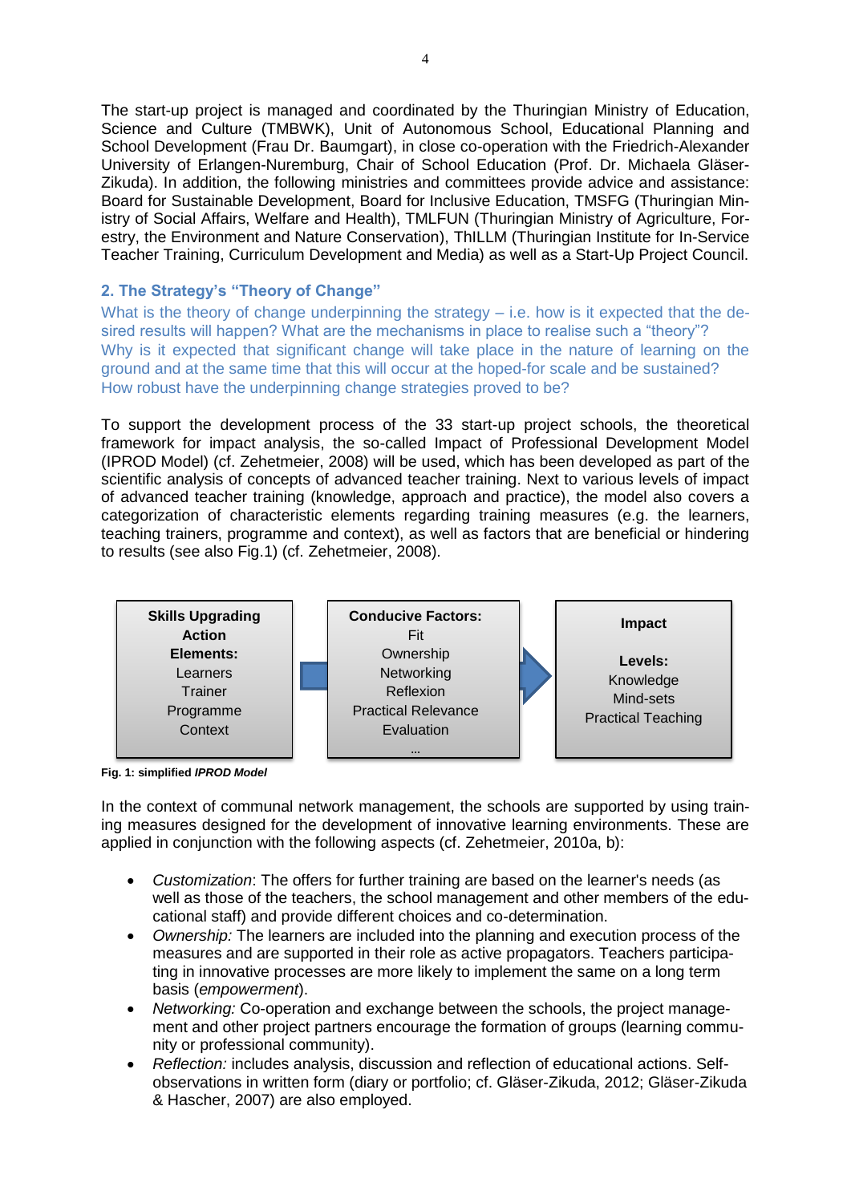The start-up project is managed and coordinated by the Thuringian Ministry of Education, Science and Culture (TMBWK), Unit of Autonomous School, Educational Planning and School Development (Frau Dr. Baumgart), in close co-operation with the Friedrich-Alexander University of Erlangen-Nuremburg, Chair of School Education (Prof. Dr. Michaela Gläser-Zikuda). In addition, the following ministries and committees provide advice and assistance: Board for Sustainable Development, Board for Inclusive Education, TMSFG (Thuringian Ministry of Social Affairs, Welfare and Health), TMLFUN (Thuringian Ministry of Agriculture, Forestry, the Environment and Nature Conservation), ThILLM (Thuringian Institute for In-Service Teacher Training, Curriculum Development and Media) as well as a Start-Up Project Council.

## 2. The Strategy's "Theory of Change"

What is the theory of change underpinning the strategy – i.e. how is it expected that the desired results will happen? What are the mechanisms in place to realise such a "theory"?
Why is it expected that significant change will take place in the nature of learning on the ground and at the same time that this will occur at the hoped-for scale and be sustained?
How robust have the underpinning change strategies proved to be?

To support the development process of the 33 start-up project schools, the theoretical framework for impact analysis, the so-called Impact of Professional Development Model (IPROD Model) (cf. Zehetmeier, 2008) will be used, which has been developed as part of the scientific analysis of concepts of advanced teacher training. Next to various levels of impact of advanced teacher training (knowledge, approach and practice), the model also covers a categorization of characteristic elements regarding training measures (e.g. the learners, teaching trainers, programme and context), as well as factors that are beneficial or hindering to results (see also Fig.1) (cf. Zehetmeier, 2008).

| **Skills Upgrading Action Elements:** | | **Conducive Factors:** | | **Impact Levels:** |
|---|---|---|---|---|
| Learners<br>Trainer<br>Programme<br>Context | → | Fit<br>Ownership<br>Networking<br>Reflexion<br>Practical Relevance<br>Evaluation<br>… | → | Knowledge<br>Mind-sets<br>Practical Teaching |

**Fig. 1: simplified *IPROD Model***

In the context of communal network management, the schools are supported by using training measures designed for the development of innovative learning environments. These are applied in conjunction with the following aspects (cf. Zehetmeier, 2010a, b):

- *Customization*: The offers for further training are based on the learner's needs (as well as those of the teachers, the school management and other members of the educational staff) and provide different choices and co-determination.
- *Ownership:* The learners are included into the planning and execution process of the measures and are supported in their role as active propagators. Teachers participating in innovative processes are more likely to implement the same on a long term basis (*empowerment*).
- *Networking:* Co-operation and exchange between the schools, the project management and other project partners encourage the formation of groups (learning community or professional community).
- *Reflection:* includes analysis, discussion and reflection of educational actions. Self-observations in written form (diary or portfolio; cf. Gläser-Zikuda, 2012; Gläser-Zikuda & Hascher, 2007) are also employed.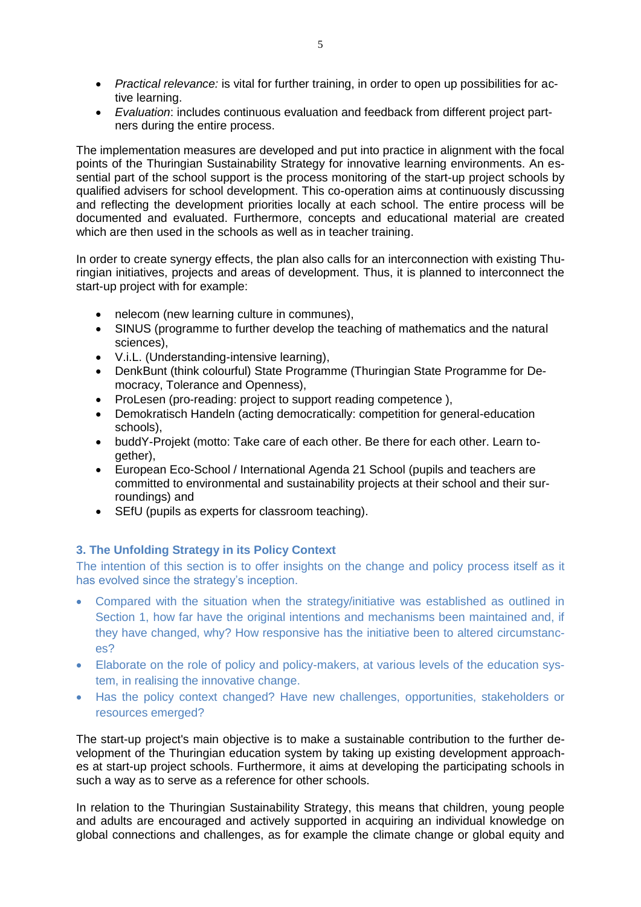- *Practical relevance:* is vital for further training, in order to open up possibilities for active learning.
- *Evaluation*: includes continuous evaluation and feedback from different project partners during the entire process.

The implementation measures are developed and put into practice in alignment with the focal points of the Thuringian Sustainability Strategy for innovative learning environments. An essential part of the school support is the process monitoring of the start-up project schools by qualified advisers for school development. This co-operation aims at continuously discussing and reflecting the development priorities locally at each school. The entire process will be documented and evaluated. Furthermore, concepts and educational material are created which are then used in the schools as well as in teacher training.

In order to create synergy effects, the plan also calls for an interconnection with existing Thuringian initiatives, projects and areas of development. Thus, it is planned to interconnect the start-up project with for example:

- nelecom (new learning culture in communes),
- SINUS (programme to further develop the teaching of mathematics and the natural sciences),
- V.i.L. (Understanding-intensive learning),
- DenkBunt (think colourful) State Programme (Thuringian State Programme for Democracy, Tolerance and Openness),
- ProLesen (pro-reading: project to support reading competence ),
- Demokratisch Handeln (acting democratically: competition for general-education schools),
- buddY-Projekt (motto: Take care of each other. Be there for each other. Learn together),
- European Eco-School / International Agenda 21 School (pupils and teachers are committed to environmental and sustainability projects at their school and their surroundings) and
- SEfU (pupils as experts for classroom teaching).

## 3. The Unfolding Strategy in its Policy Context

The intention of this section is to offer insights on the change and policy process itself as it has evolved since the strategy's inception.

- Compared with the situation when the strategy/initiative was established as outlined in Section 1, how far have the original intentions and mechanisms been maintained and, if they have changed, why? How responsive has the initiative been to altered circumstances?
- Elaborate on the role of policy and policy-makers, at various levels of the education system, in realising the innovative change.
- Has the policy context changed? Have new challenges, opportunities, stakeholders or resources emerged?

The start-up project's main objective is to make a sustainable contribution to the further development of the Thuringian education system by taking up existing development approaches at start-up project schools. Furthermore, it aims at developing the participating schools in such a way as to serve as a reference for other schools.

In relation to the Thuringian Sustainability Strategy, this means that children, young people and adults are encouraged and actively supported in acquiring an individual knowledge on global connections and challenges, as for example the climate change or global equity and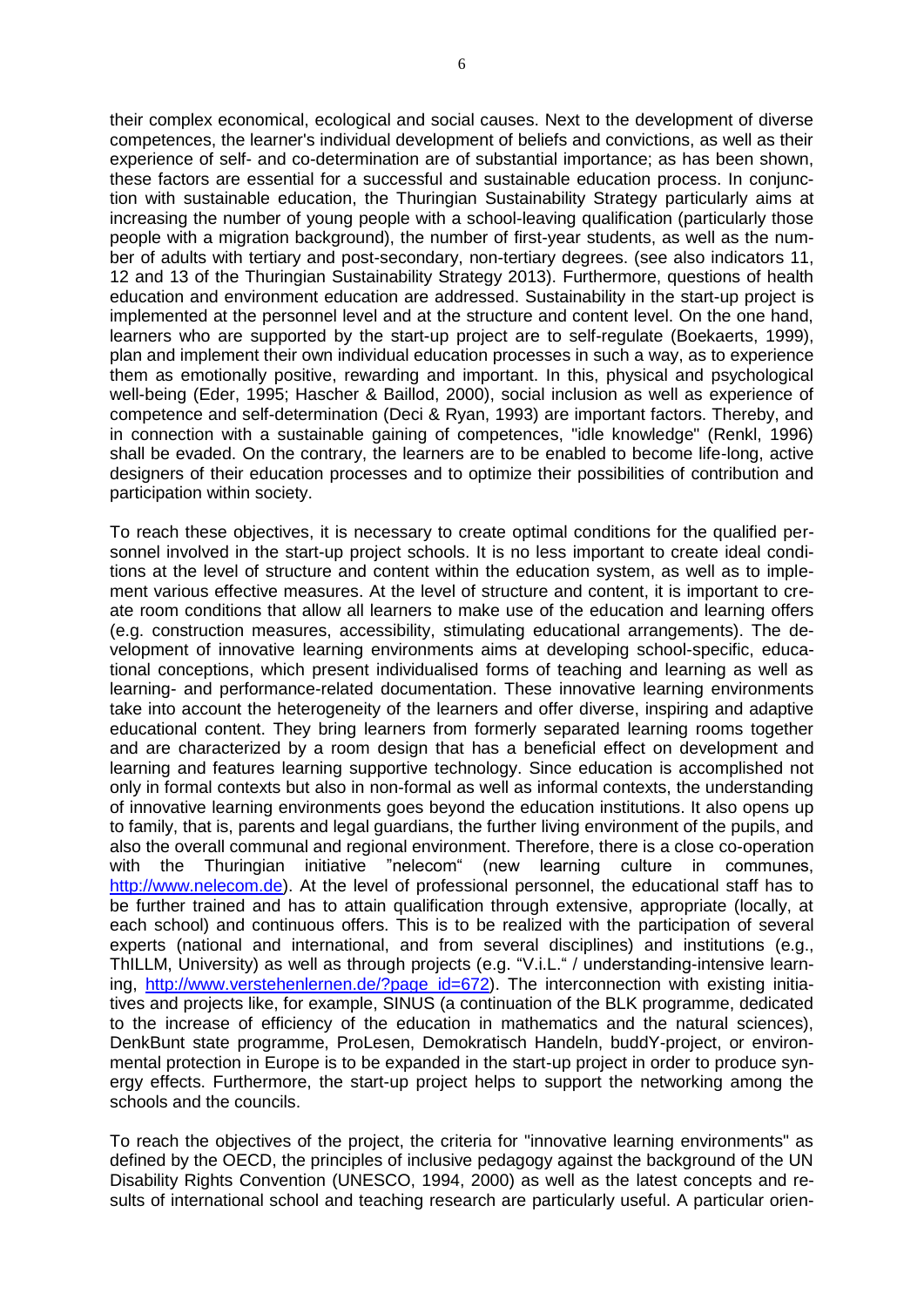their complex economical, ecological and social causes. Next to the development of diverse competences, the learner's individual development of beliefs and convictions, as well as their experience of self- and co-determination are of substantial importance; as has been shown, these factors are essential for a successful and sustainable education process. In conjunction with sustainable education, the Thuringian Sustainability Strategy particularly aims at increasing the number of young people with a school-leaving qualification (particularly those people with a migration background), the number of first-year students, as well as the number of adults with tertiary and post-secondary, non-tertiary degrees. (see also indicators 11, 12 and 13 of the Thuringian Sustainability Strategy 2013). Furthermore, questions of health education and environment education are addressed. Sustainability in the start-up project is implemented at the personnel level and at the structure and content level. On the one hand, learners who are supported by the start-up project are to self-regulate (Boekaerts, 1999), plan and implement their own individual education processes in such a way, as to experience them as emotionally positive, rewarding and important. In this, physical and psychological well-being (Eder, 1995; Hascher & Baillod, 2000), social inclusion as well as experience of competence and self-determination (Deci & Ryan, 1993) are important factors. Thereby, and in connection with a sustainable gaining of competences, "idle knowledge" (Renkl, 1996) shall be evaded. On the contrary, the learners are to be enabled to become life-long, active designers of their education processes and to optimize their possibilities of contribution and participation within society.

To reach these objectives, it is necessary to create optimal conditions for the qualified personnel involved in the start-up project schools. It is no less important to create ideal conditions at the level of structure and content within the education system, as well as to implement various effective measures. At the level of structure and content, it is important to create room conditions that allow all learners to make use of the education and learning offers (e.g. construction measures, accessibility, stimulating educational arrangements). The development of innovative learning environments aims at developing school-specific, educational conceptions, which present individualised forms of teaching and learning as well as learning- and performance-related documentation. These innovative learning environments take into account the heterogeneity of the learners and offer diverse, inspiring and adaptive educational content. They bring learners from formerly separated learning rooms together and are characterized by a room design that has a beneficial effect on development and learning and features learning supportive technology. Since education is accomplished not only in formal contexts but also in non-formal as well as informal contexts, the understanding of innovative learning environments goes beyond the education institutions. It also opens up to family, that is, parents and legal guardians, the further living environment of the pupils, and also the overall communal and regional environment. Therefore, there is a close co-operation with the Thuringian initiative "nelecom" (new learning culture in communes, http://www.nelecom.de). At the level of professional personnel, the educational staff has to be further trained and has to attain qualification through extensive, appropriate (locally, at each school) and continuous offers. This is to be realized with the participation of several experts (national and international, and from several disciplines) and institutions (e.g., ThILLM, University) as well as through projects (e.g. "V.i.L." / understanding-intensive learning, http://www.verstehenlernen.de/?page_id=672). The interconnection with existing initiatives and projects like, for example, SINUS (a continuation of the BLK programme, dedicated to the increase of efficiency of the education in mathematics and the natural sciences), DenkBunt state programme, ProLesen, Demokratisch Handeln, buddY-project, or environmental protection in Europe is to be expanded in the start-up project in order to produce synergy effects. Furthermore, the start-up project helps to support the networking among the schools and the councils.

To reach the objectives of the project, the criteria for "innovative learning environments" as defined by the OECD, the principles of inclusive pedagogy against the background of the UN Disability Rights Convention (UNESCO, 1994, 2000) as well as the latest concepts and results of international school and teaching research are particularly useful. A particular orien-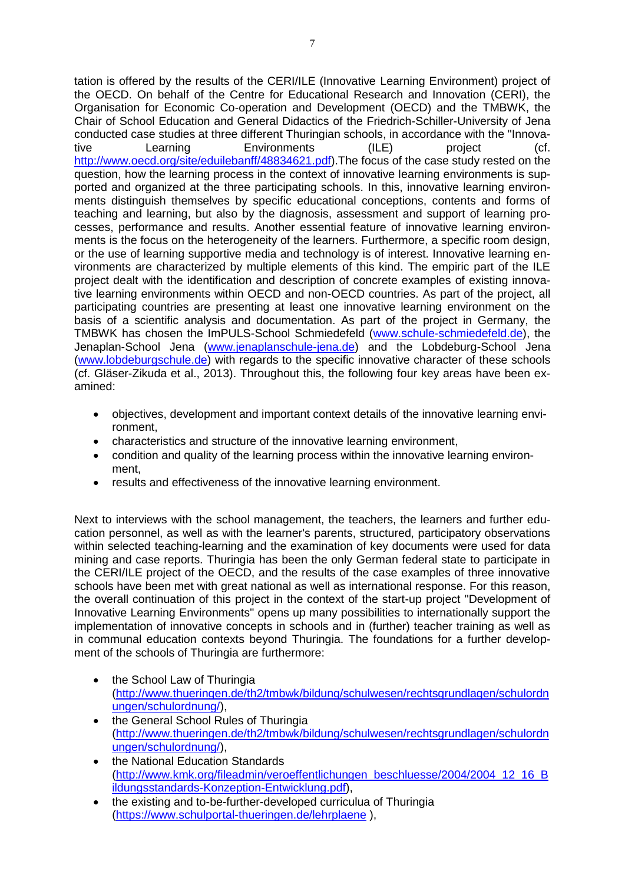tation is offered by the results of the CERI/ILE (Innovative Learning Environment) project of the OECD. On behalf of the Centre for Educational Research and Innovation (CERI), the Organisation for Economic Co-operation and Development (OECD) and the TMBWK, the Chair of School Education and General Didactics of the Friedrich-Schiller-University of Jena conducted case studies at three different Thuringian schools, in accordance with the "Innovative Learning Environments (ILE) project (cf. http://www.oecd.org/site/eduilebanff/48834621.pdf).The focus of the case study rested on the question, how the learning process in the context of innovative learning environments is supported and organized at the three participating schools. In this, innovative learning environments distinguish themselves by specific educational conceptions, contents and forms of teaching and learning, but also by the diagnosis, assessment and support of learning processes, performance and results. Another essential feature of innovative learning environments is the focus on the heterogeneity of the learners. Furthermore, a specific room design, or the use of learning supportive media and technology is of interest. Innovative learning environments are characterized by multiple elements of this kind. The empiric part of the ILE project dealt with the identification and description of concrete examples of existing innovative learning environments within OECD and non-OECD countries. As part of the project, all participating countries are presenting at least one innovative learning environment on the basis of a scientific analysis and documentation. As part of the project in Germany, the TMBWK has chosen the ImPULS-School Schmiedefeld (www.schule-schmiedefeld.de), the Jenaplan-School Jena (www.jenaplanschule-jena.de) and the Lobdeburg-School Jena (www.lobdeburgschule.de) with regards to the specific innovative character of these schools (cf. Gläser-Zikuda et al., 2013). Throughout this, the following four key areas have been examined:

- objectives, development and important context details of the innovative learning environment,
- characteristics and structure of the innovative learning environment,
- condition and quality of the learning process within the innovative learning environment,
- results and effectiveness of the innovative learning environment.

Next to interviews with the school management, the teachers, the learners and further education personnel, as well as with the learner's parents, structured, participatory observations within selected teaching-learning and the examination of key documents were used for data mining and case reports. Thuringia has been the only German federal state to participate in the CERI/ILE project of the OECD, and the results of the case examples of three innovative schools have been met with great national as well as international response. For this reason, the overall continuation of this project in the context of the start-up project "Development of Innovative Learning Environments" opens up many possibilities to internationally support the implementation of innovative concepts in schools and in (further) teacher training as well as in communal education contexts beyond Thuringia. The foundations for a further development of the schools of Thuringia are furthermore:

- the School Law of Thuringia (http://www.thueringen.de/th2/tmbwk/bildung/schulwesen/rechtsgrundlagen/schulordnungen/schulordnung/),
- the General School Rules of Thuringia (http://www.thueringen.de/th2/tmbwk/bildung/schulwesen/rechtsgrundlagen/schulordnungen/schulordnung/),
- the National Education Standards (http://www.kmk.org/fileadmin/veroeffentlichungen_beschluesse/2004/2004_12_16_Bildungsstandards-Konzeption-Entwicklung.pdf),
- the existing and to-be-further-developed curriculua of Thuringia (https://www.schulportal-thueringen.de/lehrplaene ),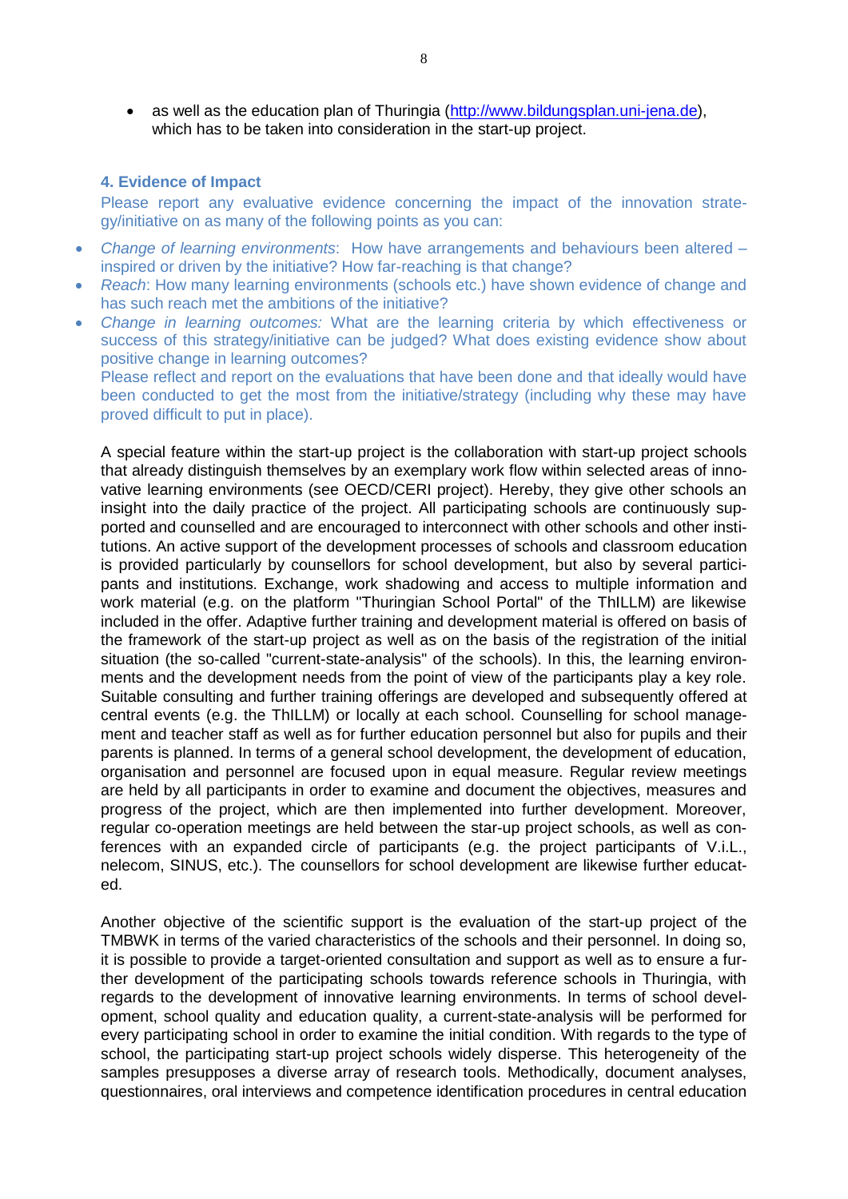- as well as the education plan of Thuringia (http://www.bildungsplan.uni-jena.de), which has to be taken into consideration in the start-up project.

### 4. Evidence of Impact

Please report any evaluative evidence concerning the impact of the innovation strategy/initiative on as many of the following points as you can:

- *Change of learning environments*: How have arrangements and behaviours been altered – inspired or driven by the initiative? How far-reaching is that change?
- *Reach*: How many learning environments (schools etc.) have shown evidence of change and has such reach met the ambitions of the initiative?
- *Change in learning outcomes:* What are the learning criteria by which effectiveness or success of this strategy/initiative can be judged? What does existing evidence show about positive change in learning outcomes?
  Please reflect and report on the evaluations that have been done and that ideally would have been conducted to get the most from the initiative/strategy (including why these may have proved difficult to put in place).

A special feature within the start-up project is the collaboration with start-up project schools that already distinguish themselves by an exemplary work flow within selected areas of innovative learning environments (see OECD/CERI project). Hereby, they give other schools an insight into the daily practice of the project. All participating schools are continuously supported and counselled and are encouraged to interconnect with other schools and other institutions. An active support of the development processes of schools and classroom education is provided particularly by counsellors for school development, but also by several participants and institutions. Exchange, work shadowing and access to multiple information and work material (e.g. on the platform "Thuringian School Portal" of the ThILLM) are likewise included in the offer. Adaptive further training and development material is offered on basis of the framework of the start-up project as well as on the basis of the registration of the initial situation (the so-called "current-state-analysis" of the schools). In this, the learning environments and the development needs from the point of view of the participants play a key role. Suitable consulting and further training offerings are developed and subsequently offered at central events (e.g. the ThILLM) or locally at each school. Counselling for school management and teacher staff as well as for further education personnel but also for pupils and their parents is planned. In terms of a general school development, the development of education, organisation and personnel are focused upon in equal measure. Regular review meetings are held by all participants in order to examine and document the objectives, measures and progress of the project, which are then implemented into further development. Moreover, regular co-operation meetings are held between the star-up project schools, as well as conferences with an expanded circle of participants (e.g. the project participants of V.i.L., nelecom, SINUS, etc.). The counsellors for school development are likewise further educated.

Another objective of the scientific support is the evaluation of the start-up project of the TMBWK in terms of the varied characteristics of the schools and their personnel. In doing so, it is possible to provide a target-oriented consultation and support as well as to ensure a further development of the participating schools towards reference schools in Thuringia, with regards to the development of innovative learning environments. In terms of school development, school quality and education quality, a current-state-analysis will be performed for every participating school in order to examine the initial condition. With regards to the type of school, the participating start-up project schools widely disperse. This heterogeneity of the samples presupposes a diverse array of research tools. Methodically, document analyses, questionnaires, oral interviews and competence identification procedures in central education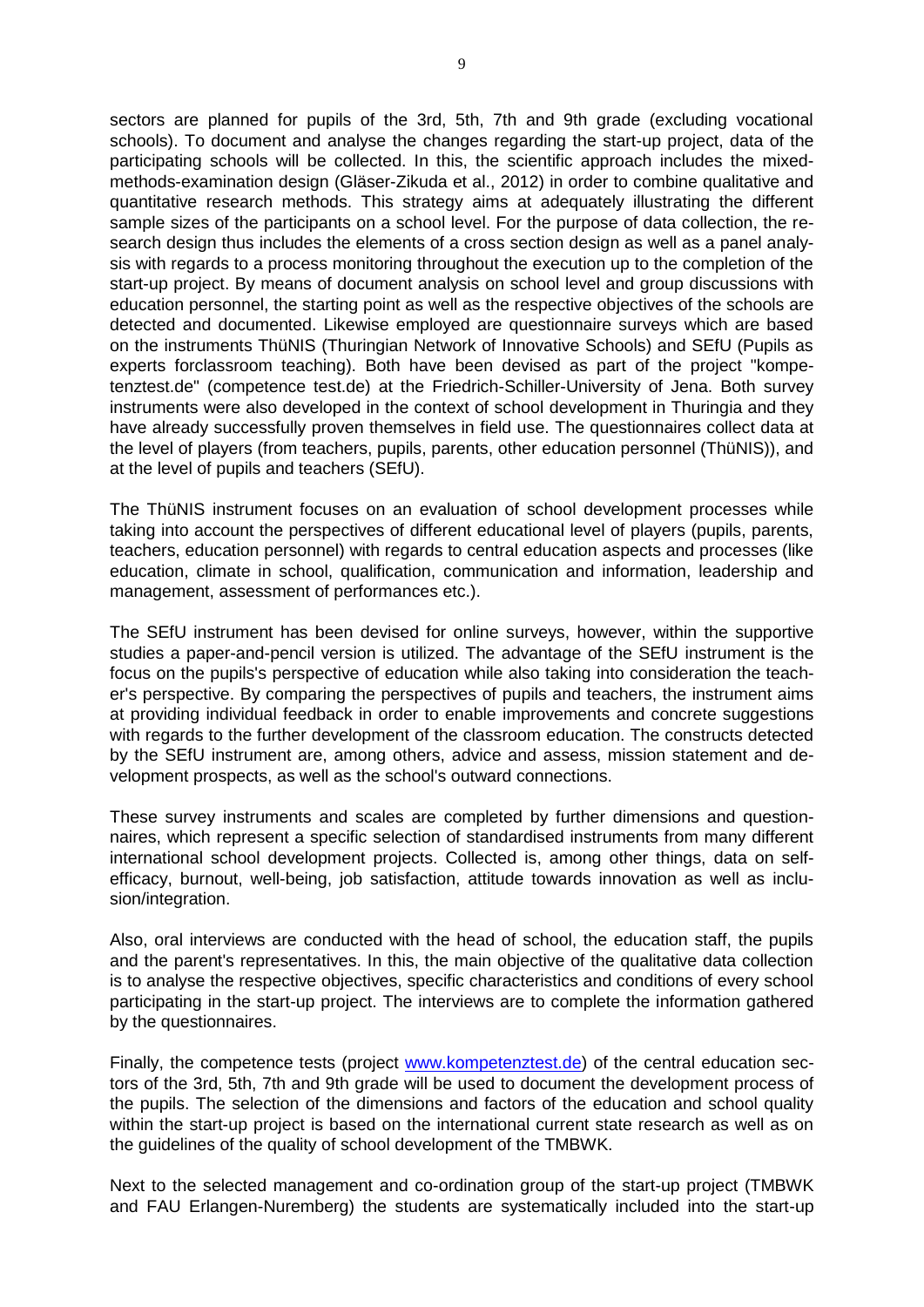sectors are planned for pupils of the 3rd, 5th, 7th and 9th grade (excluding vocational schools). To document and analyse the changes regarding the start-up project, data of the participating schools will be collected. In this, the scientific approach includes the mixed-methods-examination design (Gläser-Zikuda et al., 2012) in order to combine qualitative and quantitative research methods. This strategy aims at adequately illustrating the different sample sizes of the participants on a school level. For the purpose of data collection, the research design thus includes the elements of a cross section design as well as a panel analysis with regards to a process monitoring throughout the execution up to the completion of the start-up project. By means of document analysis on school level and group discussions with education personnel, the starting point as well as the respective objectives of the schools are detected and documented. Likewise employed are questionnaire surveys which are based on the instruments ThüNIS (Thuringian Network of Innovative Schools) and SEfU (Pupils as experts forclassroom teaching). Both have been devised as part of the project "kompetenztest.de" (competence test.de) at the Friedrich-Schiller-University of Jena. Both survey instruments were also developed in the context of school development in Thuringia and they have already successfully proven themselves in field use. The questionnaires collect data at the level of players (from teachers, pupils, parents, other education personnel (ThüNIS)), and at the level of pupils and teachers (SEfU).

The ThüNIS instrument focuses on an evaluation of school development processes while taking into account the perspectives of different educational level of players (pupils, parents, teachers, education personnel) with regards to central education aspects and processes (like education, climate in school, qualification, communication and information, leadership and management, assessment of performances etc.).

The SEfU instrument has been devised for online surveys, however, within the supportive studies a paper-and-pencil version is utilized. The advantage of the SEfU instrument is the focus on the pupils's perspective of education while also taking into consideration the teacher's perspective. By comparing the perspectives of pupils and teachers, the instrument aims at providing individual feedback in order to enable improvements and concrete suggestions with regards to the further development of the classroom education. The constructs detected by the SEfU instrument are, among others, advice and assess, mission statement and development prospects, as well as the school's outward connections.

These survey instruments and scales are completed by further dimensions and questionnaires, which represent a specific selection of standardised instruments from many different international school development projects. Collected is, among other things, data on self-efficacy, burnout, well-being, job satisfaction, attitude towards innovation as well as inclusion/integration.

Also, oral interviews are conducted with the head of school, the education staff, the pupils and the parent's representatives. In this, the main objective of the qualitative data collection is to analyse the respective objectives, specific characteristics and conditions of every school participating in the start-up project. The interviews are to complete the information gathered by the questionnaires.

Finally, the competence tests (project www.kompetenztest.de) of the central education sectors of the 3rd, 5th, 7th and 9th grade will be used to document the development process of the pupils. The selection of the dimensions and factors of the education and school quality within the start-up project is based on the international current state research as well as on the guidelines of the quality of school development of the TMBWK.

Next to the selected management and co-ordination group of the start-up project (TMBWK and FAU Erlangen-Nuremberg) the students are systematically included into the start-up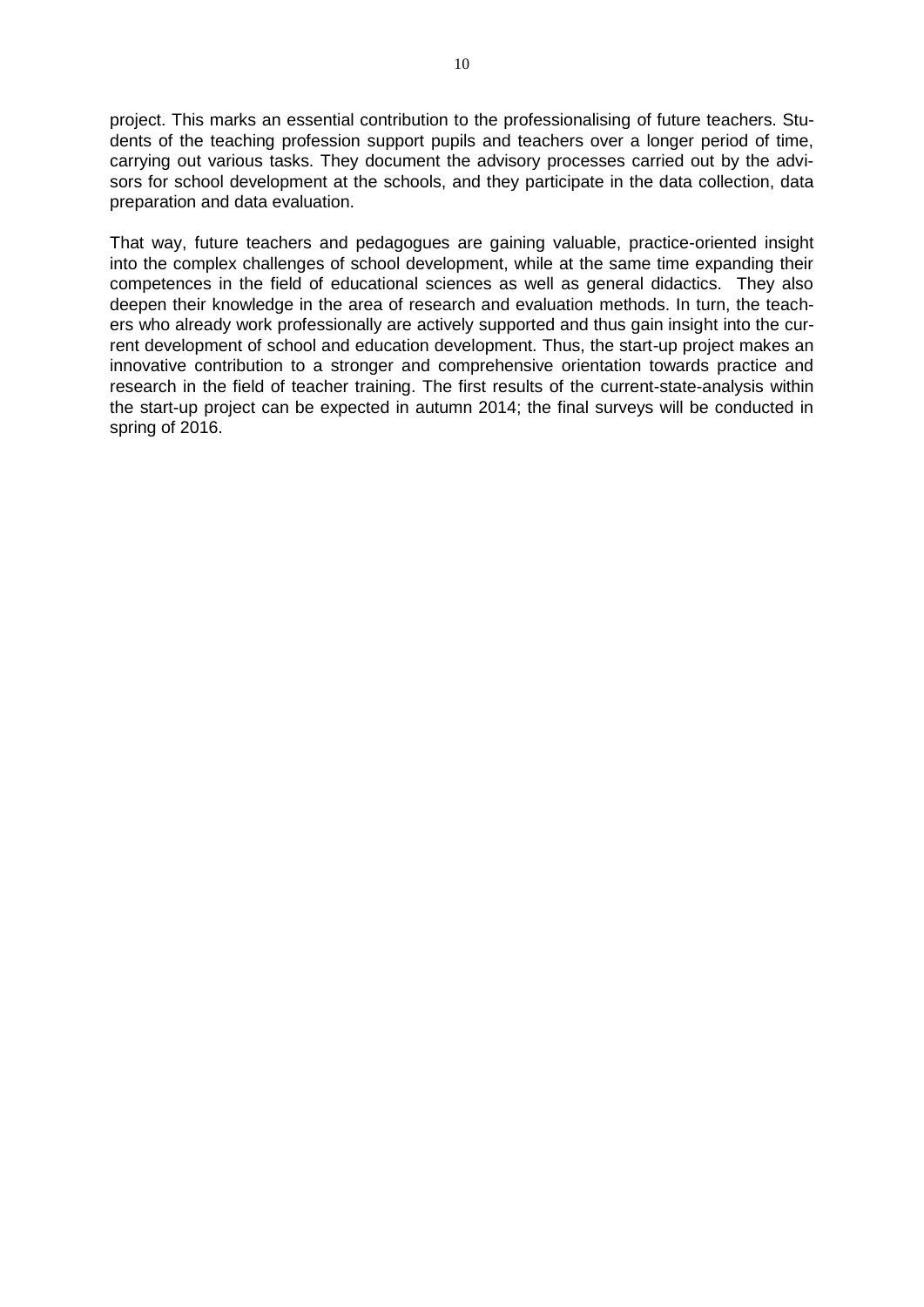project. This marks an essential contribution to the professionalising of future teachers. Students of the teaching profession support pupils and teachers over a longer period of time, carrying out various tasks. They document the advisory processes carried out by the advisors for school development at the schools, and they participate in the data collection, data preparation and data evaluation.

That way, future teachers and pedagogues are gaining valuable, practice-oriented insight into the complex challenges of school development, while at the same time expanding their competences in the field of educational sciences as well as general didactics. They also deepen their knowledge in the area of research and evaluation methods. In turn, the teachers who already work professionally are actively supported and thus gain insight into the current development of school and education development. Thus, the start-up project makes an innovative contribution to a stronger and comprehensive orientation towards practice and research in the field of teacher training. The first results of the current-state-analysis within the start-up project can be expected in autumn 2014; the final surveys will be conducted in spring of 2016.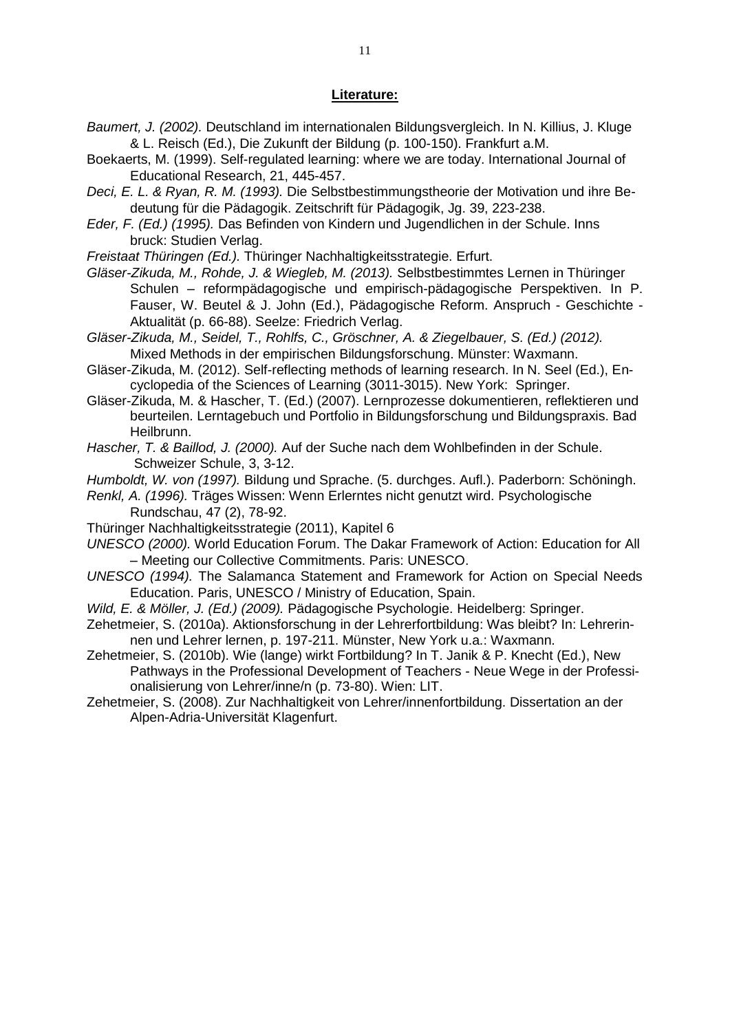**Literature:**

*Baumert, J. (2002).* Deutschland im internationalen Bildungsvergleich. In N. Killius, J. Kluge & L. Reisch (Ed.), Die Zukunft der Bildung (p. 100-150). Frankfurt a.M.

Boekaerts, M. (1999). Self-regulated learning: where we are today. International Journal of Educational Research, 21, 445-457.

*Deci, E. L. & Ryan, R. M. (1993).* Die Selbstbestimmungstheorie der Motivation und ihre Bedeutung für die Pädagogik. Zeitschrift für Pädagogik, Jg. 39, 223-238.

*Eder, F. (Ed.) (1995).* Das Befinden von Kindern und Jugendlichen in der Schule. Inns bruck: Studien Verlag.

*Freistaat Thüringen (Ed.).* Thüringer Nachhaltigkeitsstrategie. Erfurt.

*Gläser-Zikuda, M., Rohde, J. & Wiegleb, M. (2013).* Selbstbestimmtes Lernen in Thüringer Schulen – reformpädagogische und empirisch-pädagogische Perspektiven. In P. Fauser, W. Beutel & J. John (Ed.), Pädagogische Reform. Anspruch - Geschichte - Aktualität (p. 66-88). Seelze: Friedrich Verlag.

*Gläser-Zikuda, M., Seidel, T., Rohlfs, C., Gröschner, A. & Ziegelbauer, S. (Ed.) (2012).* Mixed Methods in der empirischen Bildungsforschung. Münster: Waxmann.

Gläser-Zikuda, M. (2012). Self-reflecting methods of learning research. In N. Seel (Ed.), Encyclopedia of the Sciences of Learning (3011-3015). New York: Springer.

Gläser-Zikuda, M. & Hascher, T. (Ed.) (2007). Lernprozesse dokumentieren, reflektieren und beurteilen. Lerntagebuch und Portfolio in Bildungsforschung und Bildungspraxis. Bad Heilbrunn.

*Hascher, T. & Baillod, J. (2000).* Auf der Suche nach dem Wohlbefinden in der Schule. Schweizer Schule, 3, 3-12.

*Humboldt, W. von (1997).* Bildung und Sprache. (5. durchges. Aufl.). Paderborn: Schöningh.

*Renkl, A. (1996).* Träges Wissen: Wenn Erlerntes nicht genutzt wird. Psychologische Rundschau, 47 (2), 78-92.

Thüringer Nachhaltigkeitsstrategie (2011), Kapitel 6

*UNESCO (2000).* World Education Forum. The Dakar Framework of Action: Education for All – Meeting our Collective Commitments. Paris: UNESCO.

*UNESCO (1994).* The Salamanca Statement and Framework for Action on Special Needs Education. Paris, UNESCO / Ministry of Education, Spain.

*Wild, E. & Möller, J. (Ed.) (2009).* Pädagogische Psychologie. Heidelberg: Springer.

Zehetmeier, S. (2010a). Aktionsforschung in der Lehrerfortbildung: Was bleibt? In: Lehrerinnen und Lehrer lernen, p. 197-211. Münster, New York u.a.: Waxmann.

Zehetmeier, S. (2010b). Wie (lange) wirkt Fortbildung? In T. Janik & P. Knecht (Ed.), New Pathways in the Professional Development of Teachers - Neue Wege in der Professionalisierung von Lehrer/inne/n (p. 73-80). Wien: LIT.

Zehetmeier, S. (2008). Zur Nachhaltigkeit von Lehrer/innenfortbildung. Dissertation an der Alpen-Adria-Universität Klagenfurt.